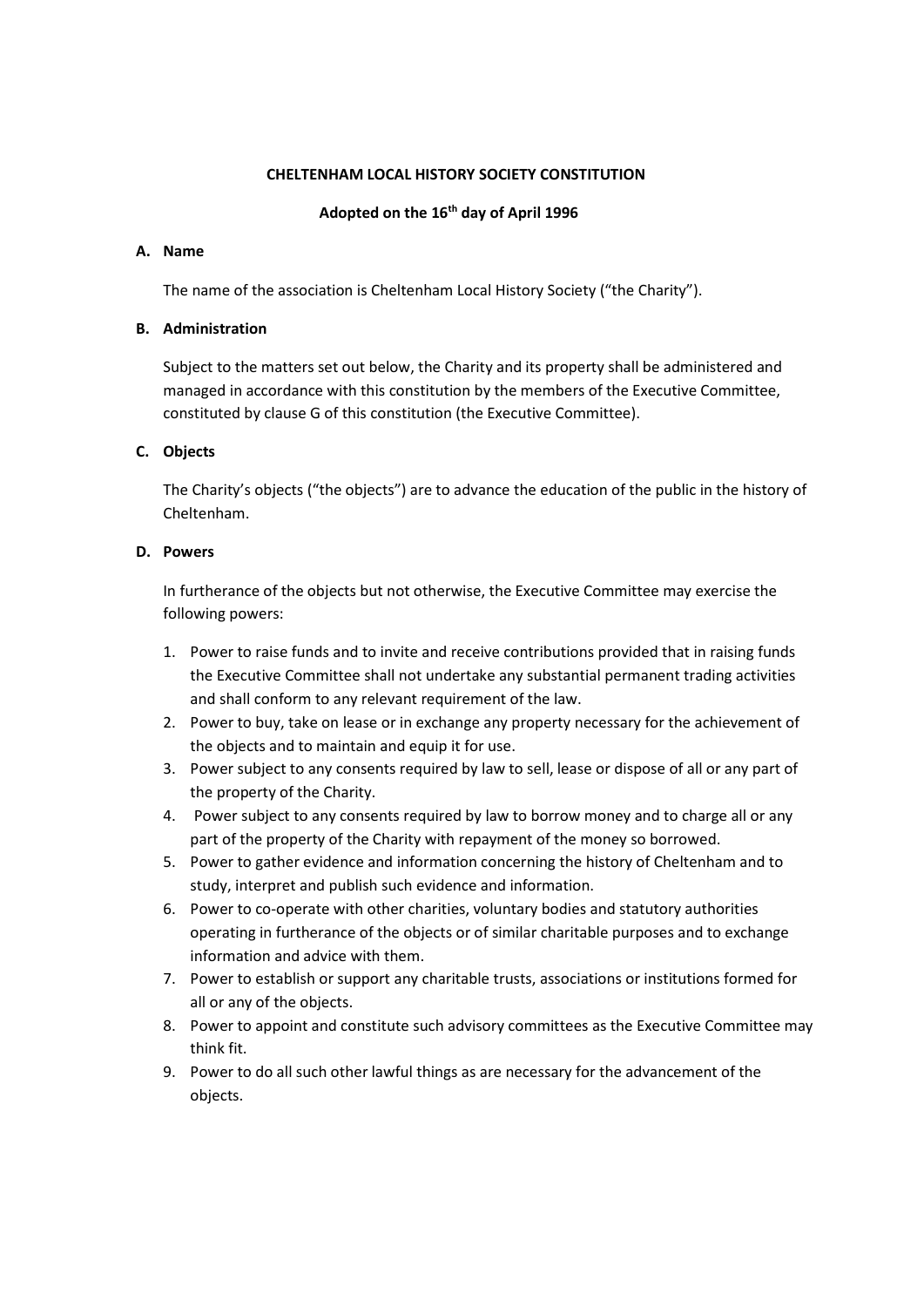# CHELTENHAM LOCAL HISTORY SOCIETY CONSTITUTION

## Adopted on the 16th day of April 1996

### A. Name

The name of the association is Cheltenham Local History Society ("the Charity").

### B. Administration

Subject to the matters set out below, the Charity and its property shall be administered and managed in accordance with this constitution by the members of the Executive Committee, constituted by clause G of this constitution (the Executive Committee).

### C. Objects

The Charity's objects ("the objects") are to advance the education of the public in the history of Cheltenham.

### D. Powers

In furtherance of the objects but not otherwise, the Executive Committee may exercise the following powers:

1. Power to raise funds and to invite and receive contributions provided that in raising funds the Executive Committee shall not undertake any substantial permanent trading activities and shall conform to any relevant requirement of the law.
2. Power to buy, take on lease or in exchange any property necessary for the achievement of the objects and to maintain and equip it for use.
3. Power subject to any consents required by law to sell, lease or dispose of all or any part of the property of the Charity.
4. Power subject to any consents required by law to borrow money and to charge all or any part of the property of the Charity with repayment of the money so borrowed.
5. Power to gather evidence and information concerning the history of Cheltenham and to study, interpret and publish such evidence and information.
6. Power to co-operate with other charities, voluntary bodies and statutory authorities operating in furtherance of the objects or of similar charitable purposes and to exchange information and advice with them.
7. Power to establish or support any charitable trusts, associations or institutions formed for all or any of the objects.
8. Power to appoint and constitute such advisory committees as the Executive Committee may think fit.
9. Power to do all such other lawful things as are necessary for the advancement of the objects.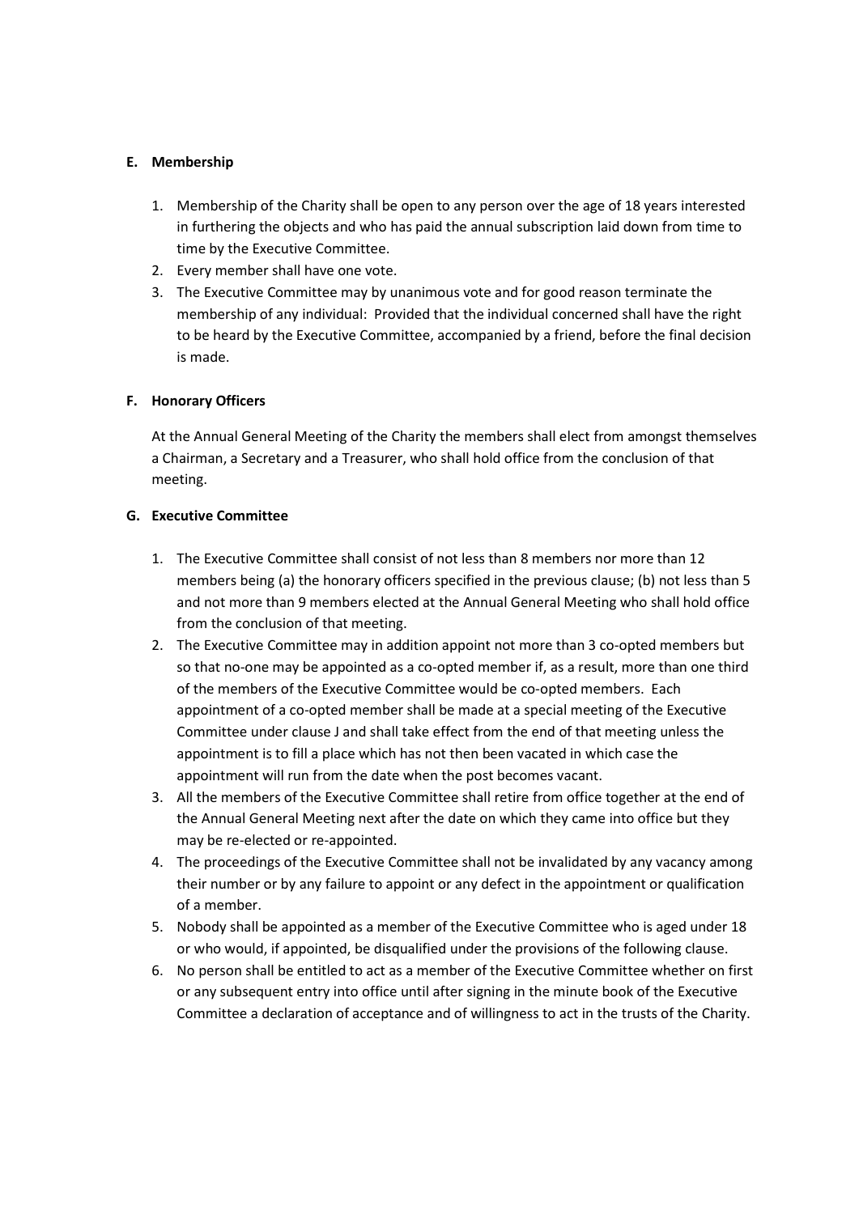## E. Membership

1. Membership of the Charity shall be open to any person over the age of 18 years interested in furthering the objects and who has paid the annual subscription laid down from time to time by the Executive Committee.
2. Every member shall have one vote.
3. The Executive Committee may by unanimous vote and for good reason terminate the membership of any individual: Provided that the individual concerned shall have the right to be heard by the Executive Committee, accompanied by a friend, before the final decision is made.

## F. Honorary Officers

At the Annual General Meeting of the Charity the members shall elect from amongst themselves a Chairman, a Secretary and a Treasurer, who shall hold office from the conclusion of that meeting.

## G. Executive Committee

1. The Executive Committee shall consist of not less than 8 members nor more than 12 members being (a) the honorary officers specified in the previous clause; (b) not less than 5 and not more than 9 members elected at the Annual General Meeting who shall hold office from the conclusion of that meeting.
2. The Executive Committee may in addition appoint not more than 3 co-opted members but so that no-one may be appointed as a co-opted member if, as a result, more than one third of the members of the Executive Committee would be co-opted members. Each appointment of a co-opted member shall be made at a special meeting of the Executive Committee under clause J and shall take effect from the end of that meeting unless the appointment is to fill a place which has not then been vacated in which case the appointment will run from the date when the post becomes vacant.
3. All the members of the Executive Committee shall retire from office together at the end of the Annual General Meeting next after the date on which they came into office but they may be re-elected or re-appointed.
4. The proceedings of the Executive Committee shall not be invalidated by any vacancy among their number or by any failure to appoint or any defect in the appointment or qualification of a member.
5. Nobody shall be appointed as a member of the Executive Committee who is aged under 18 or who would, if appointed, be disqualified under the provisions of the following clause.
6. No person shall be entitled to act as a member of the Executive Committee whether on first or any subsequent entry into office until after signing in the minute book of the Executive Committee a declaration of acceptance and of willingness to act in the trusts of the Charity.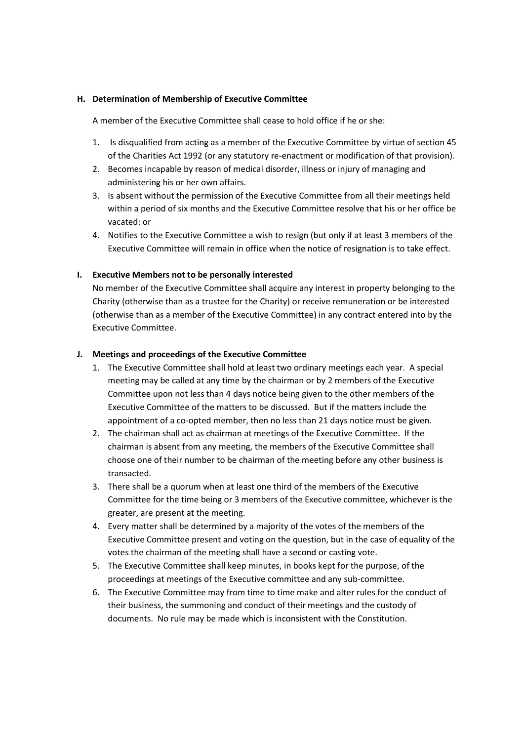**H. Determination of Membership of Executive Committee**

A member of the Executive Committee shall cease to hold office if he or she:

1. Is disqualified from acting as a member of the Executive Committee by virtue of section 45 of the Charities Act 1992 (or any statutory re-enactment or modification of that provision).
2. Becomes incapable by reason of medical disorder, illness or injury of managing and administering his or her own affairs.
3. Is absent without the permission of the Executive Committee from all their meetings held within a period of six months and the Executive Committee resolve that his or her office be vacated: or
4. Notifies to the Executive Committee a wish to resign (but only if at least 3 members of the Executive Committee will remain in office when the notice of resignation is to take effect.

**I. Executive Members not to be personally interested**

No member of the Executive Committee shall acquire any interest in property belonging to the Charity (otherwise than as a trustee for the Charity) or receive remuneration or be interested (otherwise than as a member of the Executive Committee) in any contract entered into by the Executive Committee.

**J. Meetings and proceedings of the Executive Committee**

1. The Executive Committee shall hold at least two ordinary meetings each year. A special meeting may be called at any time by the chairman or by 2 members of the Executive Committee upon not less than 4 days notice being given to the other members of the Executive Committee of the matters to be discussed. But if the matters include the appointment of a co-opted member, then no less than 21 days notice must be given.
2. The chairman shall act as chairman at meetings of the Executive Committee. If the chairman is absent from any meeting, the members of the Executive Committee shall choose one of their number to be chairman of the meeting before any other business is transacted.
3. There shall be a quorum when at least one third of the members of the Executive Committee for the time being or 3 members of the Executive committee, whichever is the greater, are present at the meeting.
4. Every matter shall be determined by a majority of the votes of the members of the Executive Committee present and voting on the question, but in the case of equality of the votes the chairman of the meeting shall have a second or casting vote.
5. The Executive Committee shall keep minutes, in books kept for the purpose, of the proceedings at meetings of the Executive committee and any sub-committee.
6. The Executive Committee may from time to time make and alter rules for the conduct of their business, the summoning and conduct of their meetings and the custody of documents. No rule may be made which is inconsistent with the Constitution.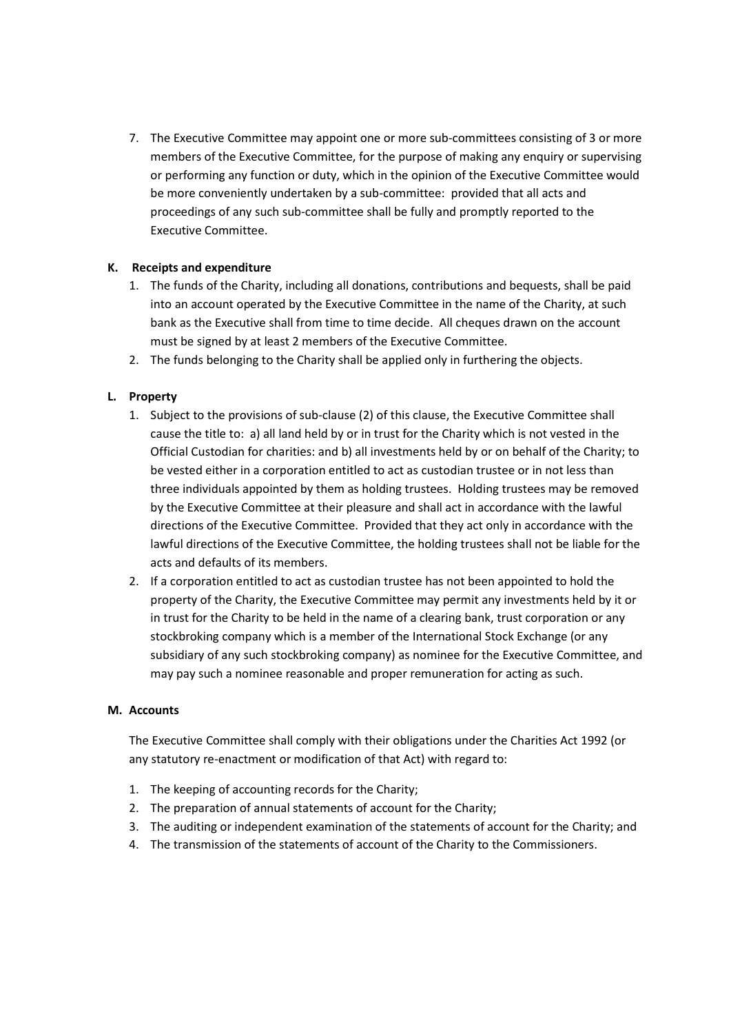7. The Executive Committee may appoint one or more sub-committees consisting of 3 or more members of the Executive Committee, for the purpose of making any enquiry or supervising or performing any function or duty, which in the opinion of the Executive Committee would be more conveniently undertaken by a sub-committee: provided that all acts and proceedings of any such sub-committee shall be fully and promptly reported to the Executive Committee.

**K. Receipts and expenditure**

1. The funds of the Charity, including all donations, contributions and bequests, shall be paid into an account operated by the Executive Committee in the name of the Charity, at such bank as the Executive shall from time to time decide. All cheques drawn on the account must be signed by at least 2 members of the Executive Committee.
2. The funds belonging to the Charity shall be applied only in furthering the objects.

**L. Property**

1. Subject to the provisions of sub-clause (2) of this clause, the Executive Committee shall cause the title to: a) all land held by or in trust for the Charity which is not vested in the Official Custodian for charities: and b) all investments held by or on behalf of the Charity; to be vested either in a corporation entitled to act as custodian trustee or in not less than three individuals appointed by them as holding trustees. Holding trustees may be removed by the Executive Committee at their pleasure and shall act in accordance with the lawful directions of the Executive Committee. Provided that they act only in accordance with the lawful directions of the Executive Committee, the holding trustees shall not be liable for the acts and defaults of its members.
2. If a corporation entitled to act as custodian trustee has not been appointed to hold the property of the Charity, the Executive Committee may permit any investments held by it or in trust for the Charity to be held in the name of a clearing bank, trust corporation or any stockbroking company which is a member of the International Stock Exchange (or any subsidiary of any such stockbroking company) as nominee for the Executive Committee, and may pay such a nominee reasonable and proper remuneration for acting as such.

**M. Accounts**

The Executive Committee shall comply with their obligations under the Charities Act 1992 (or any statutory re-enactment or modification of that Act) with regard to:

1. The keeping of accounting records for the Charity;
2. The preparation of annual statements of account for the Charity;
3. The auditing or independent examination of the statements of account for the Charity; and
4. The transmission of the statements of account of the Charity to the Commissioners.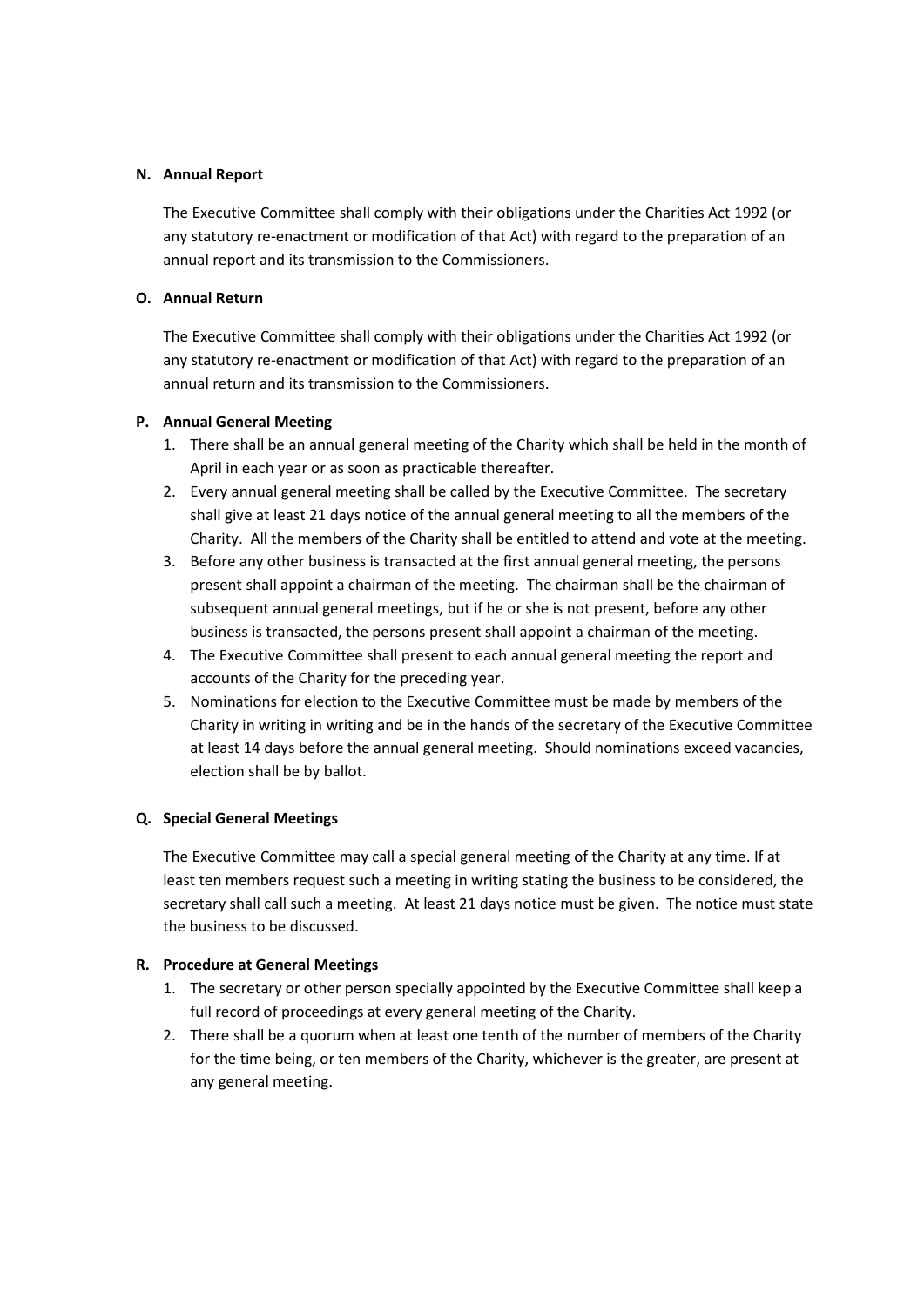### N. Annual Report

The Executive Committee shall comply with their obligations under the Charities Act 1992 (or any statutory re-enactment or modification of that Act) with regard to the preparation of an annual report and its transmission to the Commissioners.

### O. Annual Return

The Executive Committee shall comply with their obligations under the Charities Act 1992 (or any statutory re-enactment or modification of that Act) with regard to the preparation of an annual return and its transmission to the Commissioners.

### P. Annual General Meeting

1. There shall be an annual general meeting of the Charity which shall be held in the month of April in each year or as soon as practicable thereafter.
2. Every annual general meeting shall be called by the Executive Committee. The secretary shall give at least 21 days notice of the annual general meeting to all the members of the Charity. All the members of the Charity shall be entitled to attend and vote at the meeting.
3. Before any other business is transacted at the first annual general meeting, the persons present shall appoint a chairman of the meeting. The chairman shall be the chairman of subsequent annual general meetings, but if he or she is not present, before any other business is transacted, the persons present shall appoint a chairman of the meeting.
4. The Executive Committee shall present to each annual general meeting the report and accounts of the Charity for the preceding year.
5. Nominations for election to the Executive Committee must be made by members of the Charity in writing in writing and be in the hands of the secretary of the Executive Committee at least 14 days before the annual general meeting. Should nominations exceed vacancies, election shall be by ballot.

### Q. Special General Meetings

The Executive Committee may call a special general meeting of the Charity at any time. If at least ten members request such a meeting in writing stating the business to be considered, the secretary shall call such a meeting. At least 21 days notice must be given. The notice must state the business to be discussed.

### R. Procedure at General Meetings

1. The secretary or other person specially appointed by the Executive Committee shall keep a full record of proceedings at every general meeting of the Charity.
2. There shall be a quorum when at least one tenth of the number of members of the Charity for the time being, or ten members of the Charity, whichever is the greater, are present at any general meeting.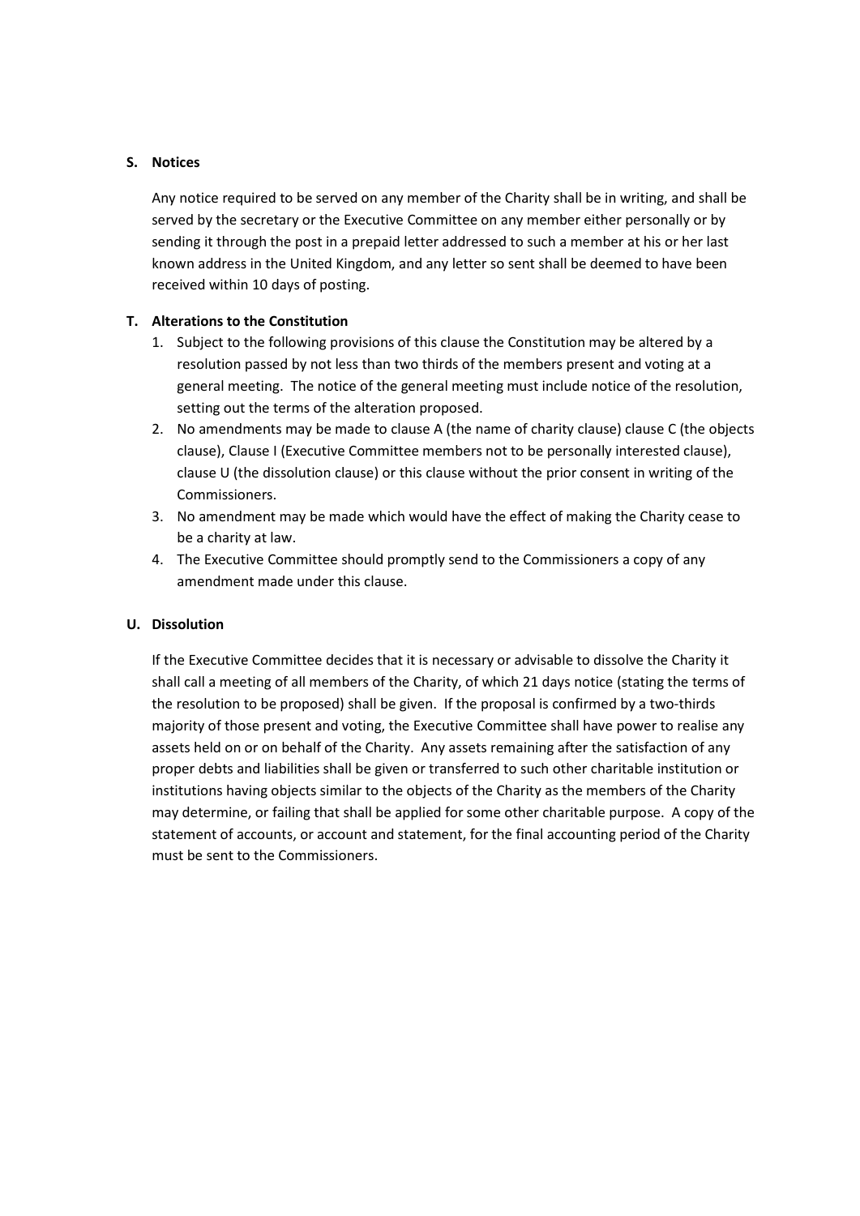## S. Notices

Any notice required to be served on any member of the Charity shall be in writing, and shall be served by the secretary or the Executive Committee on any member either personally or by sending it through the post in a prepaid letter addressed to such a member at his or her last known address in the United Kingdom, and any letter so sent shall be deemed to have been received within 10 days of posting.

## T. Alterations to the Constitution

1. Subject to the following provisions of this clause the Constitution may be altered by a resolution passed by not less than two thirds of the members present and voting at a general meeting. The notice of the general meeting must include notice of the resolution, setting out the terms of the alteration proposed.
2. No amendments may be made to clause A (the name of charity clause) clause C (the objects clause), Clause I (Executive Committee members not to be personally interested clause), clause U (the dissolution clause) or this clause without the prior consent in writing of the Commissioners.
3. No amendment may be made which would have the effect of making the Charity cease to be a charity at law.
4. The Executive Committee should promptly send to the Commissioners a copy of any amendment made under this clause.

## U. Dissolution

If the Executive Committee decides that it is necessary or advisable to dissolve the Charity it shall call a meeting of all members of the Charity, of which 21 days notice (stating the terms of the resolution to be proposed) shall be given. If the proposal is confirmed by a two-thirds majority of those present and voting, the Executive Committee shall have power to realise any assets held on or on behalf of the Charity. Any assets remaining after the satisfaction of any proper debts and liabilities shall be given or transferred to such other charitable institution or institutions having objects similar to the objects of the Charity as the members of the Charity may determine, or failing that shall be applied for some other charitable purpose. A copy of the statement of accounts, or account and statement, for the final accounting period of the Charity must be sent to the Commissioners.